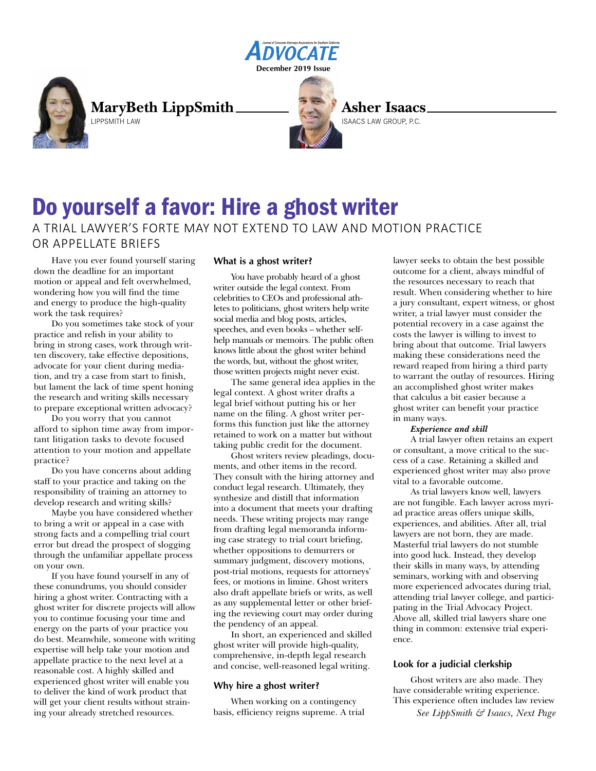ADVOCATE
Journal of Consumer Attorneys Associations for Southern California
December 2019 Issue

**MaryBeth LippSmith**
LIPPSMITH LAW

**Asher Isaacs**
ISAACS LAW GROUP, P.C.

# Do yourself a favor: Hire a ghost writer

## A TRIAL LAWYER'S FORTE MAY NOT EXTEND TO LAW AND MOTION PRACTICE OR APPELLATE BRIEFS

Have you ever found yourself staring down the deadline for an important motion or appeal and felt overwhelmed, wondering how you will find the time and energy to produce the high-quality work the task requires?

Do you sometimes take stock of your practice and relish in your ability to bring in strong cases, work through written discovery, take effective depositions, advocate for your client during mediation, and try a case from start to finish, but lament the lack of time spent honing the research and writing skills necessary to prepare exceptional written advocacy?

Do you worry that you cannot afford to siphon time away from important litigation tasks to devote focused attention to your motion and appellate practice?

Do you have concerns about adding staff to your practice and taking on the responsibility of training an attorney to develop research and writing skills?

Maybe you have considered whether to bring a writ or appeal in a case with strong facts and a compelling trial court error but dread the prospect of slogging through the unfamiliar appellate process on your own.

If you have found yourself in any of these conundrums, you should consider hiring a ghost writer. Contracting with a ghost writer for discrete projects will allow you to continue focusing your time and energy on the parts of your practice you do best. Meanwhile, someone with writing expertise will help take your motion and appellate practice to the next level at a reasonable cost. A highly skilled and experienced ghost writer will enable you to deliver the kind of work product that will get your client results without straining your already stretched resources.

### What is a ghost writer?

You have probably heard of a ghost writer outside the legal context. From celebrities to CEOs and professional athletes to politicians, ghost writers help write social media and blog posts, articles, speeches, and even books – whether self-help manuals or memoirs. The public often knows little about the ghost writer behind the words, but, without the ghost writer, those written projects might never exist.

The same general idea applies in the legal context. A ghost writer drafts a legal brief without putting his or her name on the filing. A ghost writer performs this function just like the attorney retained to work on a matter but without taking public credit for the document.

Ghost writers review pleadings, documents, and other items in the record. They consult with the hiring attorney and conduct legal research. Ultimately, they synthesize and distill that information into a document that meets your drafting needs. These writing projects may range from drafting legal memoranda informing case strategy to trial court briefing, whether oppositions to demurrers or summary judgment, discovery motions, post-trial motions, requests for attorneys' fees, or motions in limine. Ghost writers also draft appellate briefs or writs, as well as any supplemental letter or other briefing the reviewing court may order during the pendency of an appeal.

In short, an experienced and skilled ghost writer will provide high-quality, comprehensive, in-depth legal research and concise, well-reasoned legal writing.

### Why hire a ghost writer?

When working on a contingency basis, efficiency reigns supreme. A trial lawyer seeks to obtain the best possible outcome for a client, always mindful of the resources necessary to reach that result. When considering whether to hire a jury consultant, expert witness, or ghost writer, a trial lawyer must consider the potential recovery in a case against the costs the lawyer is willing to invest to bring about that outcome. Trial lawyers making these considerations need the reward reaped from hiring a third party to warrant the outlay of resources. Hiring an accomplished ghost writer makes that calculus a bit easier because a ghost writer can benefit your practice in many ways.

***Experience and skill***

A trial lawyer often retains an expert or consultant, a move critical to the success of a case. Retaining a skilled and experienced ghost writer may also prove vital to a favorable outcome.

As trial lawyers know well, lawyers are not fungible. Each lawyer across myriad practice areas offers unique skills, experiences, and abilities. After all, trial lawyers are not born, they are made. Masterful trial lawyers do not stumble into good luck. Instead, they develop their skills in many ways, by attending seminars, working with and observing more experienced advocates during trial, attending trial lawyer college, and participating in the Trial Advocacy Project. Above all, skilled trial lawyers share one thing in common: extensive trial experience.

### Look for a judicial clerkship

Ghost writers are also made. They have considerable writing experience. This experience often includes law review

*See LippSmith & Isaacs, Next Page*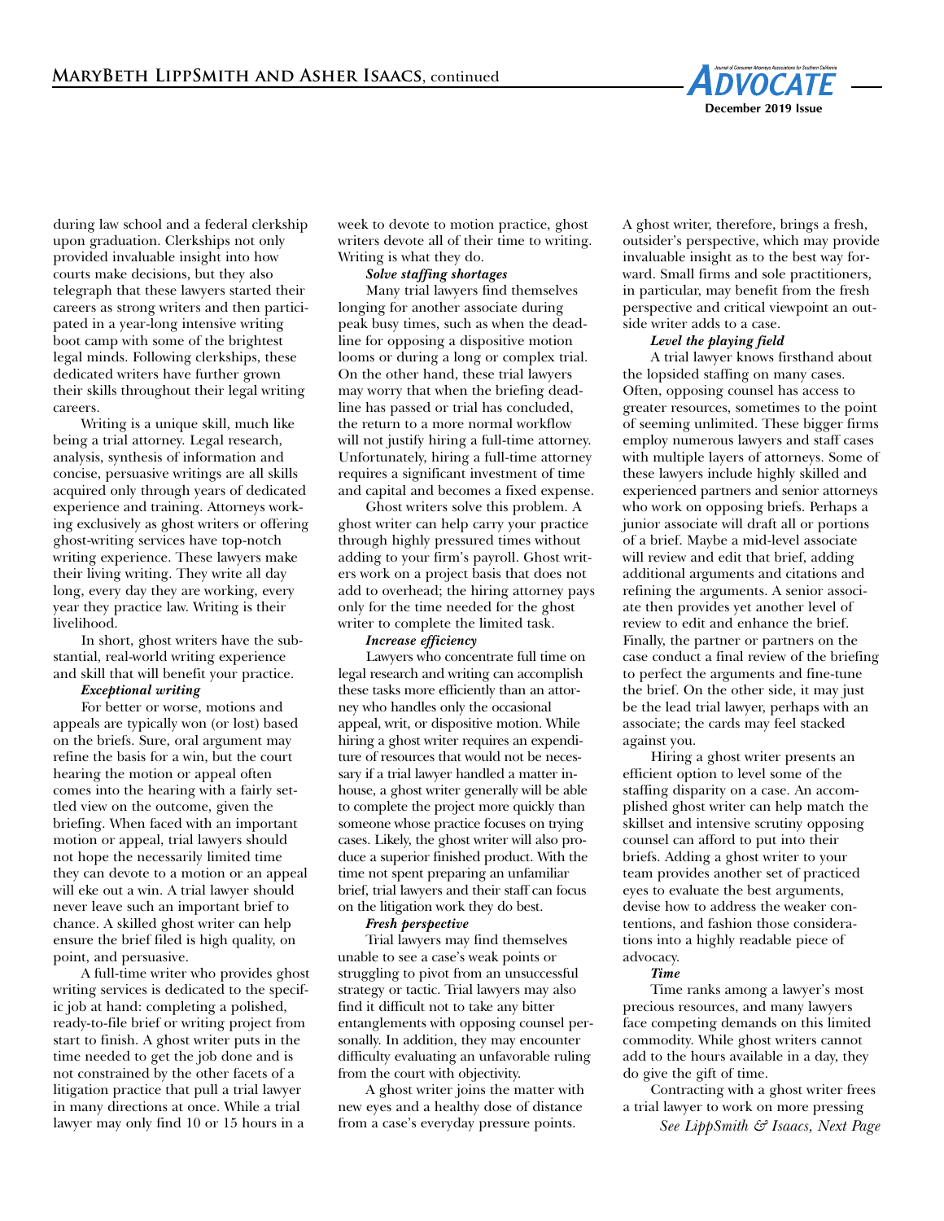during law school and a federal clerkship upon graduation. Clerkships not only provided invaluable insight into how courts make decisions, but they also telegraph that these lawyers started their careers as strong writers and then participated in a year-long intensive writing boot camp with some of the brightest legal minds. Following clerkships, these dedicated writers have further grown their skills throughout their legal writing careers.

Writing is a unique skill, much like being a trial attorney. Legal research, analysis, synthesis of information and concise, persuasive writings are all skills acquired only through years of dedicated experience and training. Attorneys working exclusively as ghost writers or offering ghost-writing services have top-notch writing experience. These lawyers make their living writing. They write all day long, every day they are working, every year they practice law. Writing is their livelihood.

In short, ghost writers have the substantial, real-world writing experience and skill that will benefit your practice.

***Exceptional writing***

For better or worse, motions and appeals are typically won (or lost) based on the briefs. Sure, oral argument may refine the basis for a win, but the court hearing the motion or appeal often comes into the hearing with a fairly settled view on the outcome, given the briefing. When faced with an important motion or appeal, trial lawyers should not hope the necessarily limited time they can devote to a motion or an appeal will eke out a win. A trial lawyer should never leave such an important brief to chance. A skilled ghost writer can help ensure the brief filed is high quality, on point, and persuasive.

A full-time writer who provides ghost writing services is dedicated to the specific job at hand: completing a polished, ready-to-file brief or writing project from start to finish. A ghost writer puts in the time needed to get the job done and is not constrained by the other facets of a litigation practice that pull a trial lawyer in many directions at once. While a trial lawyer may only find 10 or 15 hours in a week to devote to motion practice, ghost writers devote all of their time to writing. Writing is what they do.

***Solve staffing shortages***

Many trial lawyers find themselves longing for another associate during peak busy times, such as when the deadline for opposing a dispositive motion looms or during a long or complex trial. On the other hand, these trial lawyers may worry that when the briefing deadline has passed or trial has concluded, the return to a more normal workflow will not justify hiring a full-time attorney. Unfortunately, hiring a full-time attorney requires a significant investment of time and capital and becomes a fixed expense.

Ghost writers solve this problem. A ghost writer can help carry your practice through highly pressured times without adding to your firm's payroll. Ghost writers work on a project basis that does not add to overhead; the hiring attorney pays only for the time needed for the ghost writer to complete the limited task.

***Increase efficiency***

Lawyers who concentrate full time on legal research and writing can accomplish these tasks more efficiently than an attorney who handles only the occasional appeal, writ, or dispositive motion. While hiring a ghost writer requires an expenditure of resources that would not be necessary if a trial lawyer handled a matter in-house, a ghost writer generally will be able to complete the project more quickly than someone whose practice focuses on trying cases. Likely, the ghost writer will also produce a superior finished product. With the time not spent preparing an unfamiliar brief, trial lawyers and their staff can focus on the litigation work they do best.

***Fresh perspective***

Trial lawyers may find themselves unable to see a case's weak points or struggling to pivot from an unsuccessful strategy or tactic. Trial lawyers may also find it difficult not to take any bitter entanglements with opposing counsel personally. In addition, they may encounter difficulty evaluating an unfavorable ruling from the court with objectivity.

A ghost writer joins the matter with new eyes and a healthy dose of distance from a case's everyday pressure points. A ghost writer, therefore, brings a fresh, outsider's perspective, which may provide invaluable insight as to the best way forward. Small firms and sole practitioners, in particular, may benefit from the fresh perspective and critical viewpoint an outside writer adds to a case.

***Level the playing field***

A trial lawyer knows firsthand about the lopsided staffing on many cases. Often, opposing counsel has access to greater resources, sometimes to the point of seeming unlimited. These bigger firms employ numerous lawyers and staff cases with multiple layers of attorneys. Some of these lawyers include highly skilled and experienced partners and senior attorneys who work on opposing briefs. Perhaps a junior associate will draft all or portions of a brief. Maybe a mid-level associate will review and edit that brief, adding additional arguments and citations and refining the arguments. A senior associate then provides yet another level of review to edit and enhance the brief. Finally, the partner or partners on the case conduct a final review of the briefing to perfect the arguments and fine-tune the brief. On the other side, it may just be the lead trial lawyer, perhaps with an associate; the cards may feel stacked against you.

Hiring a ghost writer presents an efficient option to level some of the staffing disparity on a case. An accomplished ghost writer can help match the skillset and intensive scrutiny opposing counsel can afford to put into their briefs. Adding a ghost writer to your team provides another set of practiced eyes to evaluate the best arguments, devise how to address the weaker contentions, and fashion those considerations into a highly readable piece of advocacy.

***Time***

Time ranks among a lawyer's most precious resources, and many lawyers face competing demands on this limited commodity. While ghost writers cannot add to the hours available in a day, they do give the gift of time.

Contracting with a ghost writer frees a trial lawyer to work on more pressing

*See LippSmith & Isaacs, Next Page*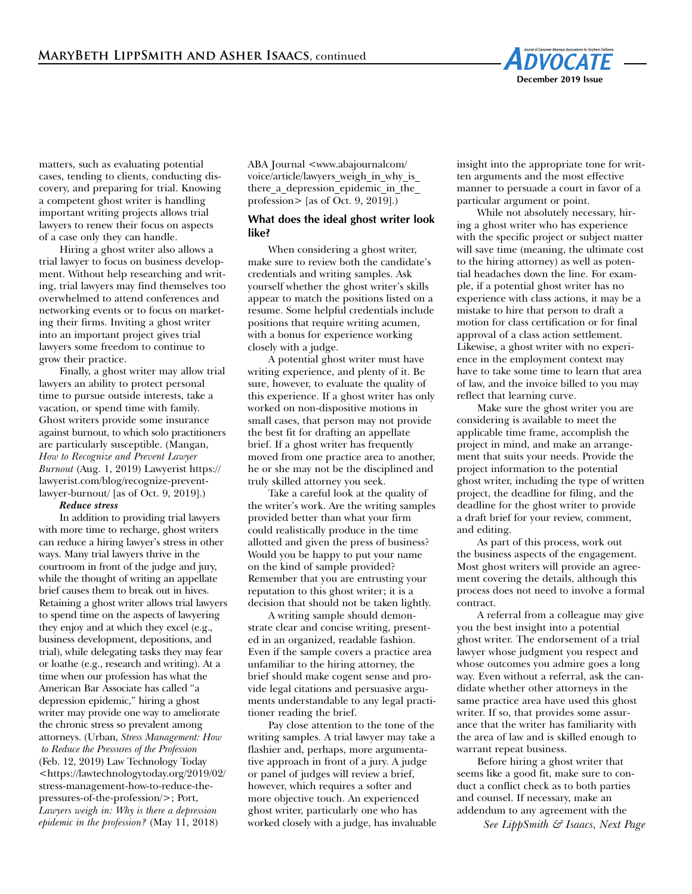matters, such as evaluating potential cases, tending to clients, conducting discovery, and preparing for trial. Knowing a competent ghost writer is handling important writing projects allows trial lawyers to renew their focus on aspects of a case only they can handle.

Hiring a ghost writer also allows a trial lawyer to focus on business development. Without help researching and writing, trial lawyers may find themselves too overwhelmed to attend conferences and networking events or to focus on marketing their firms. Inviting a ghost writer into an important project gives trial lawyers some freedom to continue to grow their practice.

Finally, a ghost writer may allow trial lawyers an ability to protect personal time to pursue outside interests, take a vacation, or spend time with family. Ghost writers provide some insurance against burnout, to which solo practitioners are particularly susceptible. (Mangan, *How to Recognize and Prevent Lawyer Burnout* (Aug. 1, 2019) Lawyerist https://lawyerist.com/blog/recognize-prevent-lawyer-burnout/ [as of Oct. 9, 2019].)

***Reduce stress***

In addition to providing trial lawyers with more time to recharge, ghost writers can reduce a hiring lawyer's stress in other ways. Many trial lawyers thrive in the courtroom in front of the judge and jury, while the thought of writing an appellate brief causes them to break out in hives. Retaining a ghost writer allows trial lawyers to spend time on the aspects of lawyering they enjoy and at which they excel (e.g., business development, depositions, and trial), while delegating tasks they may fear or loathe (e.g., research and writing). At a time when our profession has what the American Bar Associate has called "a depression epidemic," hiring a ghost writer may provide one way to ameliorate the chronic stress so prevalent among attorneys. (Urban, *Stress Management: How to Reduce the Pressures of the Profession* (Feb. 12, 2019) Law Technology Today <https://lawtechnologytoday.org/2019/02/stress-management-how-to-reduce-the-pressures-of-the-profession/>; Port, *Lawyers weigh in: Why is there a depression epidemic in the profession?* (May 11, 2018) ABA Journal <www.abajournalcom/voice/article/lawyers_weigh_in_why_is_there_a_depression_epidemic_in_the_profession> [as of Oct. 9, 2019].)

### What does the ideal ghost writer look like?

When considering a ghost writer, make sure to review both the candidate's credentials and writing samples. Ask yourself whether the ghost writer's skills appear to match the positions listed on a resume. Some helpful credentials include positions that require writing acumen, with a bonus for experience working closely with a judge.

A potential ghost writer must have writing experience, and plenty of it. Be sure, however, to evaluate the quality of this experience. If a ghost writer has only worked on non-dispositive motions in small cases, that person may not provide the best fit for drafting an appellate brief. If a ghost writer has frequently moved from one practice area to another, he or she may not be the disciplined and truly skilled attorney you seek.

Take a careful look at the quality of the writer's work. Are the writing samples provided better than what your firm could realistically produce in the time allotted and given the press of business? Would you be happy to put your name on the kind of sample provided? Remember that you are entrusting your reputation to this ghost writer; it is a decision that should not be taken lightly.

A writing sample should demonstrate clear and concise writing, presented in an organized, readable fashion. Even if the sample covers a practice area unfamiliar to the hiring attorney, the brief should make cogent sense and provide legal citations and persuasive arguments understandable to any legal practitioner reading the brief.

Pay close attention to the tone of the writing samples. A trial lawyer may take a flashier and, perhaps, more argumentative approach in front of a jury. A judge or panel of judges will review a brief, however, which requires a softer and more objective touch. An experienced ghost writer, particularly one who has worked closely with a judge, has invaluable insight into the appropriate tone for written arguments and the most effective manner to persuade a court in favor of a particular argument or point.

While not absolutely necessary, hiring a ghost writer who has experience with the specific project or subject matter will save time (meaning, the ultimate cost to the hiring attorney) as well as potential headaches down the line. For example, if a potential ghost writer has no experience with class actions, it may be a mistake to hire that person to draft a motion for class certification or for final approval of a class action settlement. Likewise, a ghost writer with no experience in the employment context may have to take some time to learn that area of law, and the invoice billed to you may reflect that learning curve.

Make sure the ghost writer you are considering is available to meet the applicable time frame, accomplish the project in mind, and make an arrangement that suits your needs. Provide the project information to the potential ghost writer, including the type of written project, the deadline for filing, and the deadline for the ghost writer to provide a draft brief for your review, comment, and editing.

As part of this process, work out the business aspects of the engagement. Most ghost writers will provide an agreement covering the details, although this process does not need to involve a formal contract.

A referral from a colleague may give you the best insight into a potential ghost writer. The endorsement of a trial lawyer whose judgment you respect and whose outcomes you admire goes a long way. Even without a referral, ask the candidate whether other attorneys in the same practice area have used this ghost writer. If so, that provides some assurance that the writer has familiarity with the area of law and is skilled enough to warrant repeat business.

Before hiring a ghost writer that seems like a good fit, make sure to conduct a conflict check as to both parties and counsel. If necessary, make an addendum to any agreement with the

*See LippSmith & Isaacs, Next Page*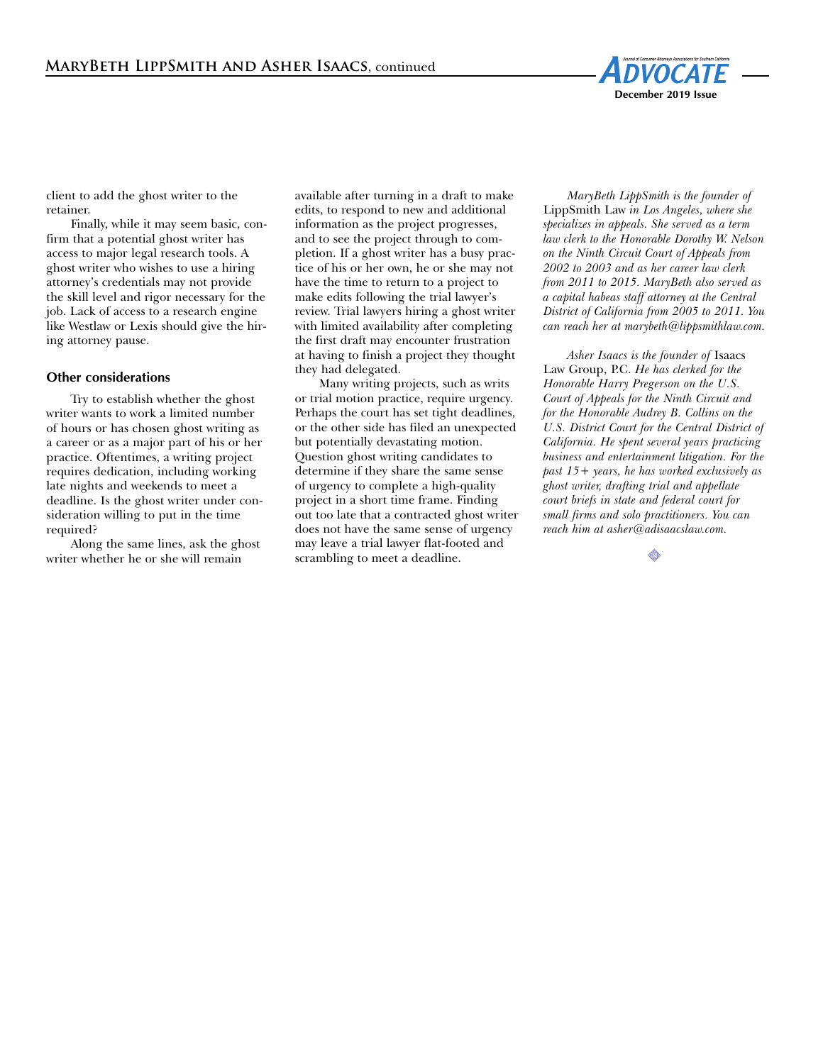client to add the ghost writer to the retainer.

Finally, while it may seem basic, confirm that a potential ghost writer has access to major legal research tools. A ghost writer who wishes to use a hiring attorney's credentials may not provide the skill level and rigor necessary for the job. Lack of access to a research engine like Westlaw or Lexis should give the hiring attorney pause.

### Other considerations

Try to establish whether the ghost writer wants to work a limited number of hours or has chosen ghost writing as a career or as a major part of his or her practice. Oftentimes, a writing project requires dedication, including working late nights and weekends to meet a deadline. Is the ghost writer under consideration willing to put in the time required?

Along the same lines, ask the ghost writer whether he or she will remain available after turning in a draft to make edits, to respond to new and additional information as the project progresses, and to see the project through to completion. If a ghost writer has a busy practice of his or her own, he or she may not have the time to return to a project to make edits following the trial lawyer's review. Trial lawyers hiring a ghost writer with limited availability after completing the first draft may encounter frustration at having to finish a project they thought they had delegated.

Many writing projects, such as writs or trial motion practice, require urgency. Perhaps the court has set tight deadlines, or the other side has filed an unexpected but potentially devastating motion. Question ghost writing candidates to determine if they share the same sense of urgency to complete a high-quality project in a short time frame. Finding out too late that a contracted ghost writer does not have the same sense of urgency may leave a trial lawyer flat-footed and scrambling to meet a deadline.

*MaryBeth LippSmith is the founder of* LippSmith Law *in Los Angeles, where she specializes in appeals. She served as a term law clerk to the Honorable Dorothy W. Nelson on the Ninth Circuit Court of Appeals from 2002 to 2003 and as her career law clerk from 2011 to 2015. MaryBeth also served as a capital habeas staff attorney at the Central District of California from 2005 to 2011. You can reach her at marybeth@lippsmithlaw.com.*

*Asher Isaacs is the founder of* Isaacs Law Group, P.C. *He has clerked for the Honorable Harry Pregerson on the U.S. Court of Appeals for the Ninth Circuit and for the Honorable Audrey B. Collins on the U.S. District Court for the Central District of California. He spent several years practicing business and entertainment litigation. For the past 15+ years, he has worked exclusively as ghost writer, drafting trial and appellate court briefs in state and federal court for small firms and solo practitioners. You can reach him at asher@adisaacslaw.com.*